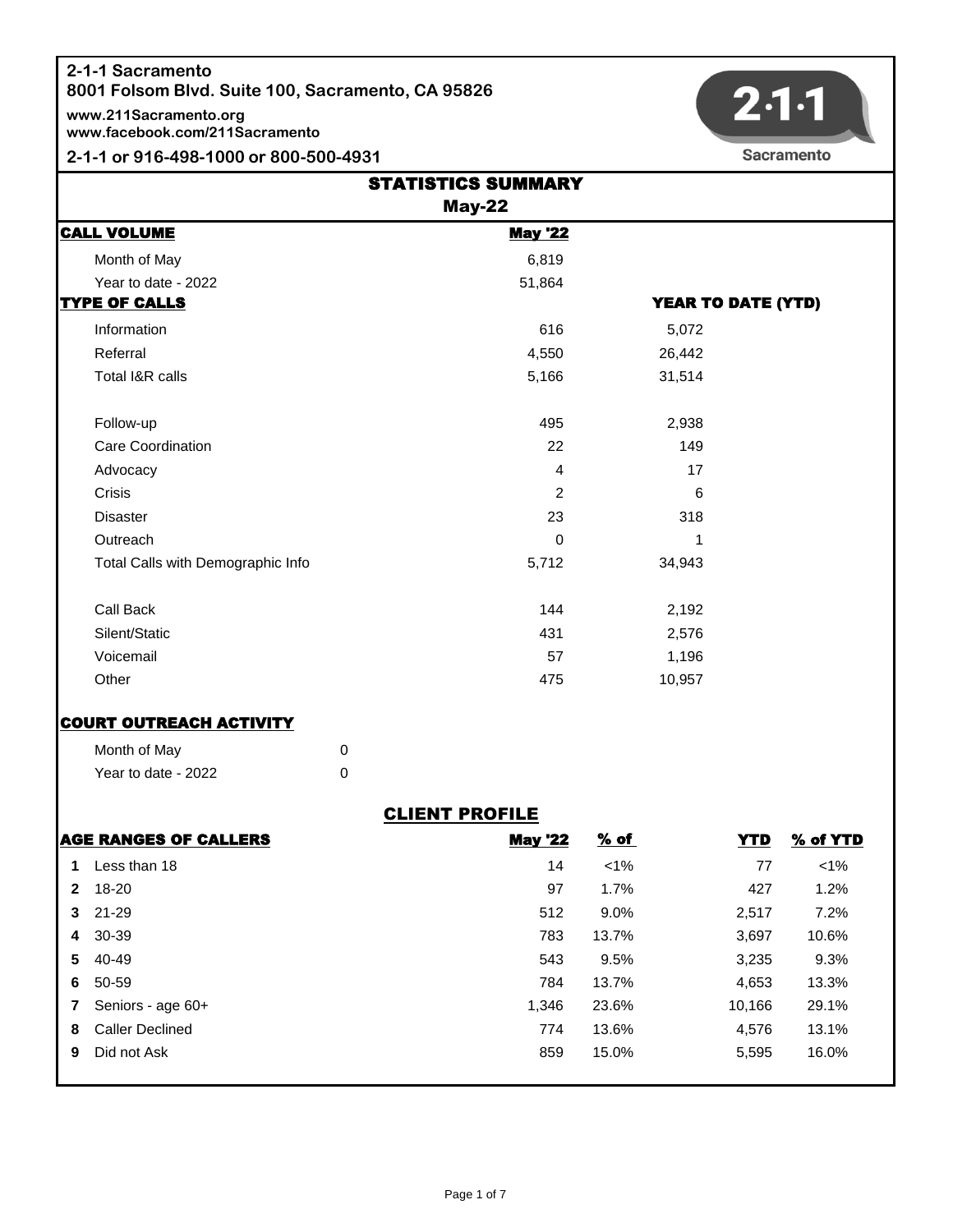**2-1-1 Sacramento**
**8001 Folsom Blvd. Suite 100, Sacramento, CA 95826**

**www.211Sacramento.org**
**www.facebook.com/211Sacramento**

**2-1-1 or 916-498-1000 or 800-500-4931**

2·1·1 Sacramento

# STATISTICS SUMMARY
## May-22

| CALL VOLUME | May '22 | |
|---|---|---|
| Month of May | 6,819 | |
| Year to date - 2022 | 51,864 | |
| **TYPE OF CALLS** | | **YEAR TO DATE (YTD)** |
| Information | 616 | 5,072 |
| Referral | 4,550 | 26,442 |
| Total I&R calls | 5,166 | 31,514 |
| | | |
| Follow-up | 495 | 2,938 |
| Care Coordination | 22 | 149 |
| Advocacy | 4 | 17 |
| Crisis | 2 | 6 |
| Disaster | 23 | 318 |
| Outreach | 0 | 1 |
| Total Calls with Demographic Info | 5,712 | 34,943 |
| | | |
| Call Back | 144 | 2,192 |
| Silent/Static | 431 | 2,576 |
| Voicemail | 57 | 1,196 |
| Other | 475 | 10,957 |

## COURT OUTREACH ACTIVITY

| | |
|---|---|
| Month of May | 0 |
| Year to date - 2022 | 0 |

## CLIENT PROFILE

| | AGE RANGES OF CALLERS | May '22 | % of | YTD | % of YTD |
|---|---|---|---|---|---|
| 1 | Less than 18 | 14 | <1% | 77 | <1% |
| 2 | 18-20 | 97 | 1.7% | 427 | 1.2% |
| 3 | 21-29 | 512 | 9.0% | 2,517 | 7.2% |
| 4 | 30-39 | 783 | 13.7% | 3,697 | 10.6% |
| 5 | 40-49 | 543 | 9.5% | 3,235 | 9.3% |
| 6 | 50-59 | 784 | 13.7% | 4,653 | 13.3% |
| 7 | Seniors - age 60+ | 1,346 | 23.6% | 10,166 | 29.1% |
| 8 | Caller Declined | 774 | 13.6% | 4,576 | 13.1% |
| 9 | Did not Ask | 859 | 15.0% | 5,595 | 16.0% |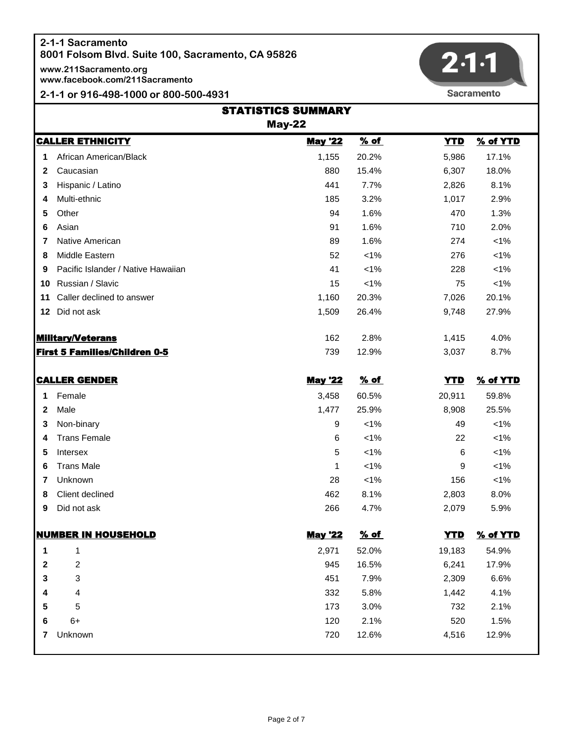**2-1-1 Sacramento**
**8001 Folsom Blvd. Suite 100, Sacramento, CA 95826**

**www.211Sacramento.org**
**www.facebook.com/211Sacramento**

**2-1-1 or 916-498-1000 or 800-500-4931**

2·1·1 Sacramento

## STATISTICS SUMMARY

### May-22

| | CALLER ETHNICITY | May '22 | % of | YTD | % of YTD |
|---|---|---|---|---|---|
| 1 | African American/Black | 1,155 | 20.2% | 5,986 | 17.1% |
| 2 | Caucasian | 880 | 15.4% | 6,307 | 18.0% |
| 3 | Hispanic / Latino | 441 | 7.7% | 2,826 | 8.1% |
| 4 | Multi-ethnic | 185 | 3.2% | 1,017 | 2.9% |
| 5 | Other | 94 | 1.6% | 470 | 1.3% |
| 6 | Asian | 91 | 1.6% | 710 | 2.0% |
| 7 | Native American | 89 | 1.6% | 274 | <1% |
| 8 | Middle Eastern | 52 | <1% | 276 | <1% |
| 9 | Pacific Islander / Native Hawaiian | 41 | <1% | 228 | <1% |
| 10 | Russian / Slavic | 15 | <1% | 75 | <1% |
| 11 | Caller declined to answer | 1,160 | 20.3% | 7,026 | 20.1% |
| 12 | Did not ask | 1,509 | 26.4% | 9,748 | 27.9% |

| | | | | |
|---|---|---|---|---|
| **Military/Veterans** | 162 | 2.8% | 1,415 | 4.0% |
| **First 5 Families/Children 0-5** | 739 | 12.9% | 3,037 | 8.7% |

| | CALLER GENDER | May '22 | % of | YTD | % of YTD |
|---|---|---|---|---|---|
| 1 | Female | 3,458 | 60.5% | 20,911 | 59.8% |
| 2 | Male | 1,477 | 25.9% | 8,908 | 25.5% |
| 3 | Non-binary | 9 | <1% | 49 | <1% |
| 4 | Trans Female | 6 | <1% | 22 | <1% |
| 5 | Intersex | 5 | <1% | 6 | <1% |
| 6 | Trans Male | 1 | <1% | 9 | <1% |
| 7 | Unknown | 28 | <1% | 156 | <1% |
| 8 | Client declined | 462 | 8.1% | 2,803 | 8.0% |
| 9 | Did not ask | 266 | 4.7% | 2,079 | 5.9% |

| | NUMBER IN HOUSEHOLD | May '22 | % of | YTD | % of YTD |
|---|---|---|---|---|---|
| 1 | 1 | 2,971 | 52.0% | 19,183 | 54.9% |
| 2 | 2 | 945 | 16.5% | 6,241 | 17.9% |
| 3 | 3 | 451 | 7.9% | 2,309 | 6.6% |
| 4 | 4 | 332 | 5.8% | 1,442 | 4.1% |
| 5 | 5 | 173 | 3.0% | 732 | 2.1% |
| 6 | 6+ | 120 | 2.1% | 520 | 1.5% |
| 7 | Unknown | 720 | 12.6% | 4,516 | 12.9% |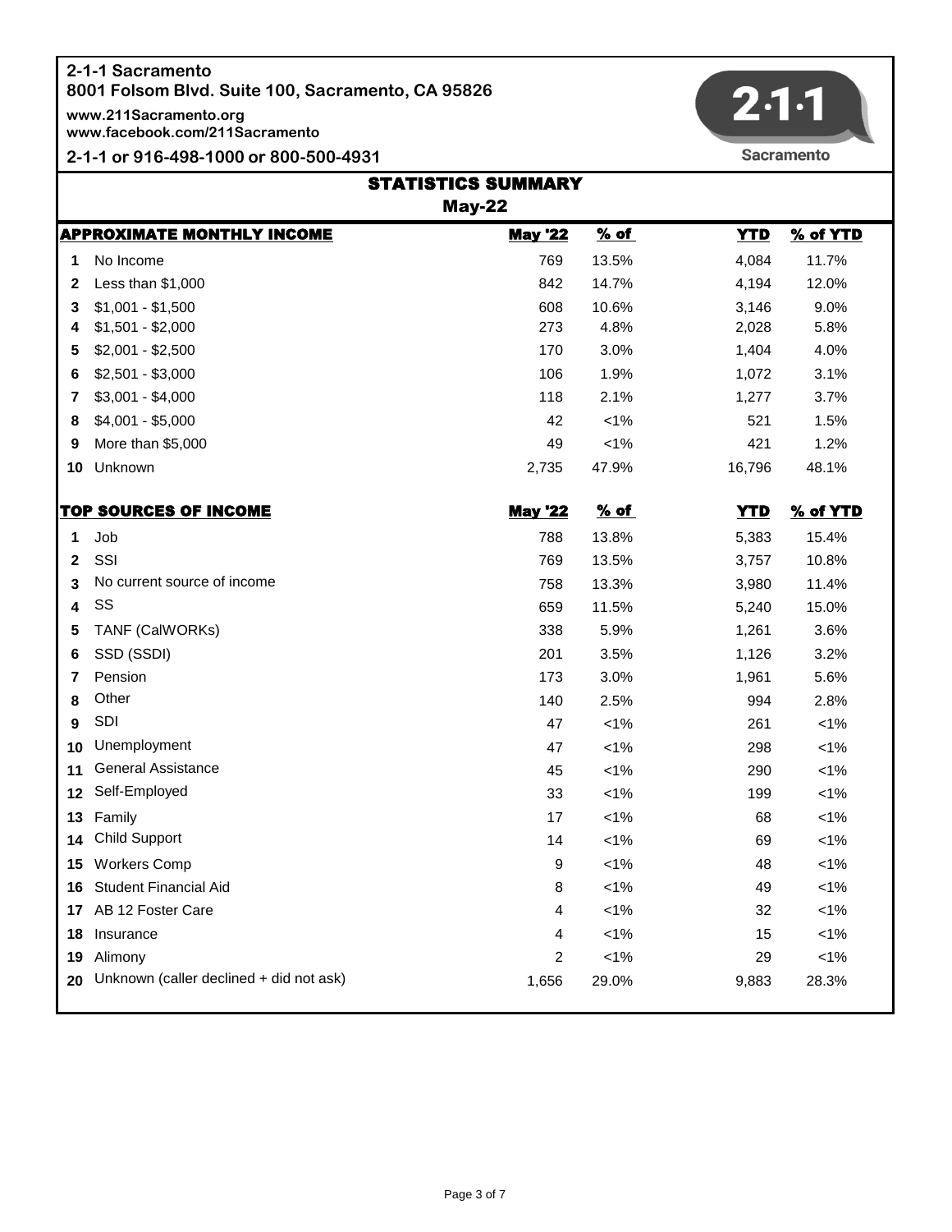2-1-1 Sacramento
8001 Folsom Blvd. Suite 100, Sacramento, CA 95826

www.211Sacramento.org
www.facebook.com/211Sacramento

2-1-1 or 916-498-1000 or 800-500-4931

Sacramento

# STATISTICS SUMMARY

## May-22

| | APPROXIMATE MONTHLY INCOME | May '22 | % of | YTD | % of YTD |
|---|---|---|---|---|---|
| 1 | No Income | 769 | 13.5% | 4,084 | 11.7% |
| 2 | Less than $1,000 | 842 | 14.7% | 4,194 | 12.0% |
| 3 | $1,001 - $1,500 | 608 | 10.6% | 3,146 | 9.0% |
| 4 | $1,501 - $2,000 | 273 | 4.8% | 2,028 | 5.8% |
| 5 | $2,001 - $2,500 | 170 | 3.0% | 1,404 | 4.0% |
| 6 | $2,501 - $3,000 | 106 | 1.9% | 1,072 | 3.1% |
| 7 | $3,001 - $4,000 | 118 | 2.1% | 1,277 | 3.7% |
| 8 | $4,001 - $5,000 | 42 | <1% | 521 | 1.5% |
| 9 | More than $5,000 | 49 | <1% | 421 | 1.2% |
| 10 | Unknown | 2,735 | 47.9% | 16,796 | 48.1% |

| | TOP SOURCES OF INCOME | May '22 | % of | YTD | % of YTD |
|---|---|---|---|---|---|
| 1 | Job | 788 | 13.8% | 5,383 | 15.4% |
| 2 | SSI | 769 | 13.5% | 3,757 | 10.8% |
| 3 | No current source of income | 758 | 13.3% | 3,980 | 11.4% |
| 4 | SS | 659 | 11.5% | 5,240 | 15.0% |
| 5 | TANF (CalWORKs) | 338 | 5.9% | 1,261 | 3.6% |
| 6 | SSD (SSDI) | 201 | 3.5% | 1,126 | 3.2% |
| 7 | Pension | 173 | 3.0% | 1,961 | 5.6% |
| 8 | Other | 140 | 2.5% | 994 | 2.8% |
| 9 | SDI | 47 | <1% | 261 | <1% |
| 10 | Unemployment | 47 | <1% | 298 | <1% |
| 11 | General Assistance | 45 | <1% | 290 | <1% |
| 12 | Self-Employed | 33 | <1% | 199 | <1% |
| 13 | Family | 17 | <1% | 68 | <1% |
| 14 | Child Support | 14 | <1% | 69 | <1% |
| 15 | Workers Comp | 9 | <1% | 48 | <1% |
| 16 | Student Financial Aid | 8 | <1% | 49 | <1% |
| 17 | AB 12 Foster Care | 4 | <1% | 32 | <1% |
| 18 | Insurance | 4 | <1% | 15 | <1% |
| 19 | Alimony | 2 | <1% | 29 | <1% |
| 20 | Unknown (caller declined + did not ask) | 1,656 | 29.0% | 9,883 | 28.3% |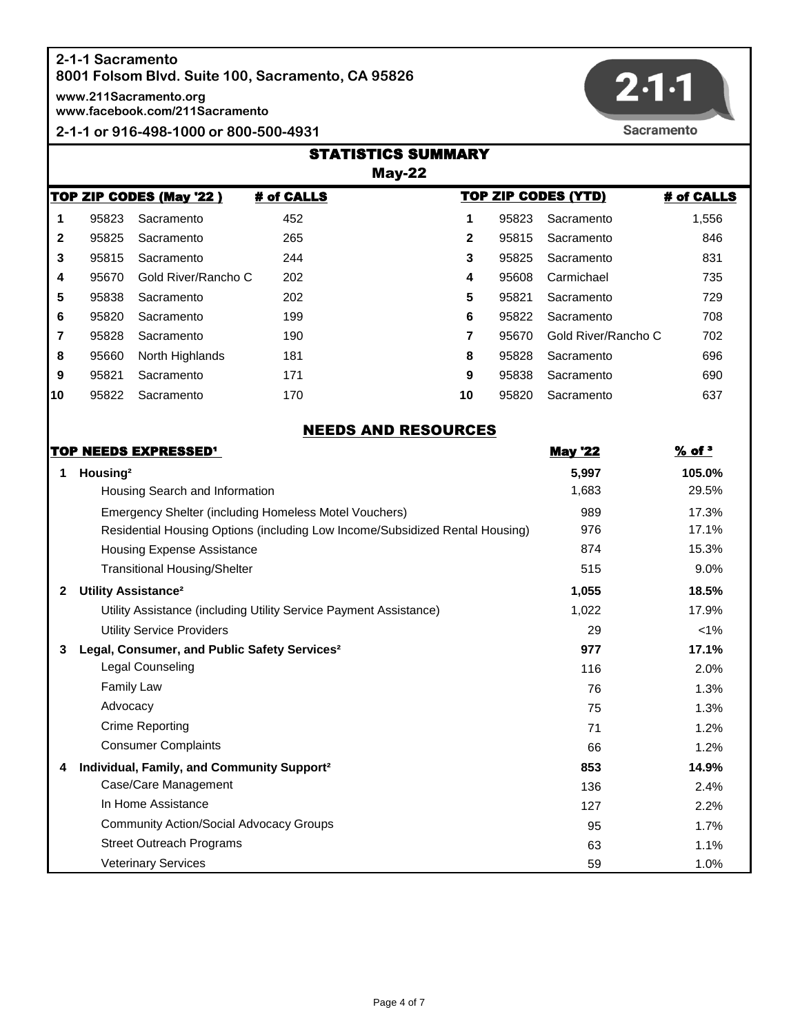**2-1-1 Sacramento**
**8001 Folsom Blvd. Suite 100, Sacramento, CA 95826**

**www.211Sacramento.org**
**www.facebook.com/211Sacramento**

**2-1-1 or 916-498-1000 or 800-500-4931**

2·1·1 Sacramento

# STATISTICS SUMMARY

## May-22

| TOP ZIP CODES (May '22 ) | | | # of CALLS | TOP ZIP CODES (YTD) | | | # of CALLS |
|---|---|---|---|---|---|---|---|
| 1 | 95823 | Sacramento | 452 | 1 | 95823 | Sacramento | 1,556 |
| 2 | 95825 | Sacramento | 265 | 2 | 95815 | Sacramento | 846 |
| 3 | 95815 | Sacramento | 244 | 3 | 95825 | Sacramento | 831 |
| 4 | 95670 | Gold River/Rancho C | 202 | 4 | 95608 | Carmichael | 735 |
| 5 | 95838 | Sacramento | 202 | 5 | 95821 | Sacramento | 729 |
| 6 | 95820 | Sacramento | 199 | 6 | 95822 | Sacramento | 708 |
| 7 | 95828 | Sacramento | 190 | 7 | 95670 | Gold River/Rancho C | 702 |
| 8 | 95660 | North Highlands | 181 | 8 | 95828 | Sacramento | 696 |
| 9 | 95821 | Sacramento | 171 | 9 | 95838 | Sacramento | 690 |
| 10 | 95822 | Sacramento | 170 | 10 | 95820 | Sacramento | 637 |

## NEEDS AND RESOURCES

| | TOP NEEDS EXPRESSED[1] | May '22 | % of [3] |
|---|---|---|---|
| **1** | **Housing[2]** | **5,997** | **105.0%** |
| | Housing Search and Information | 1,683 | 29.5% |
| | Emergency Shelter (including Homeless Motel Vouchers) | 989 | 17.3% |
| | Residential Housing Options (including Low Income/Subsidized Rental Housing) | 976 | 17.1% |
| | Housing Expense Assistance | 874 | 15.3% |
| | Transitional Housing/Shelter | 515 | 9.0% |
| **2** | **Utility Assistance[2]** | **1,055** | **18.5%** |
| | Utility Assistance (including Utility Service Payment Assistance) | 1,022 | 17.9% |
| | Utility Service Providers | 29 | <1% |
| **3** | **Legal, Consumer, and Public Safety Services[2]** | **977** | **17.1%** |
| | Legal Counseling | 116 | 2.0% |
| | Family Law | 76 | 1.3% |
| | Advocacy | 75 | 1.3% |
| | Crime Reporting | 71 | 1.2% |
| | Consumer Complaints | 66 | 1.2% |
| **4** | **Individual, Family, and Community Support[2]** | **853** | **14.9%** |
| | Case/Care Management | 136 | 2.4% |
| | In Home Assistance | 127 | 2.2% |
| | Community Action/Social Advocacy Groups | 95 | 1.7% |
| | Street Outreach Programs | 63 | 1.1% |
| | Veterinary Services | 59 | 1.0% |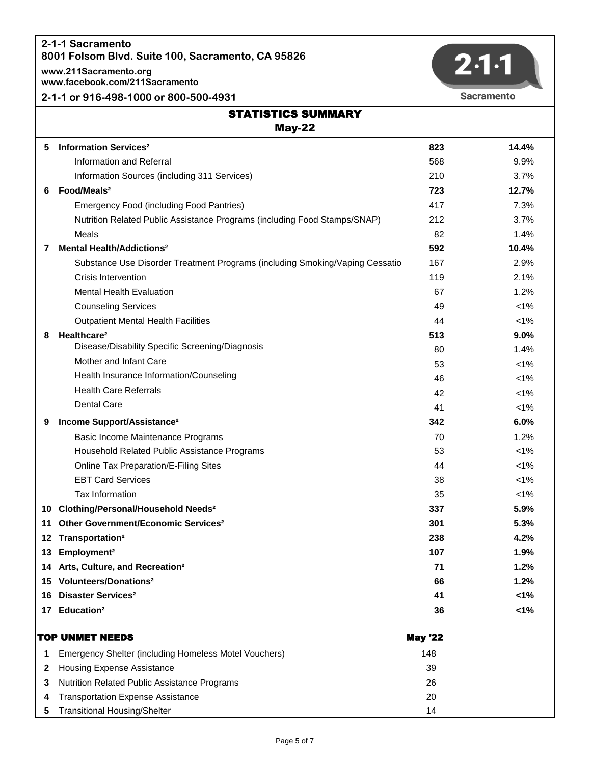2-1-1 Sacramento
8001 Folsom Blvd. Suite 100, Sacramento, CA 95826

www.211Sacramento.org
www.facebook.com/211Sacramento

2-1-1 or 916-498-1000 or 800-500-4931

2·1·1 Sacramento

## STATISTICS SUMMARY

### May-22

| # | Category | Count | Percent |
|---|---|---|---|
| 5 | **Information Services[2]** | **823** | **14.4%** |
| | Information and Referral | 568 | 9.9% |
| | Information Sources (including 311 Services) | 210 | 3.7% |
| 6 | **Food/Meals[2]** | **723** | **12.7%** |
| | Emergency Food (including Food Pantries) | 417 | 7.3% |
| | Nutrition Related Public Assistance Programs (including Food Stamps/SNAP) | 212 | 3.7% |
| | Meals | 82 | 1.4% |
| 7 | **Mental Health/Addictions[2]** | **592** | **10.4%** |
| | Substance Use Disorder Treatment Programs (including Smoking/Vaping Cessatio | 167 | 2.9% |
| | Crisis Intervention | 119 | 2.1% |
| | Mental Health Evaluation | 67 | 1.2% |
| | Counseling Services | 49 | <1% |
| | Outpatient Mental Health Facilities | 44 | <1% |
| 8 | **Healthcare[2]** | **513** | **9.0%** |
| | Disease/Disability Specific Screening/Diagnosis | 80 | 1.4% |
| | Mother and Infant Care | 53 | <1% |
| | Health Insurance Information/Counseling | 46 | <1% |
| | Health Care Referrals | 42 | <1% |
| | Dental Care | 41 | <1% |
| 9 | **Income Support/Assistance[2]** | **342** | **6.0%** |
| | Basic Income Maintenance Programs | 70 | 1.2% |
| | Household Related Public Assistance Programs | 53 | <1% |
| | Online Tax Preparation/E-Filing Sites | 44 | <1% |
| | EBT Card Services | 38 | <1% |
| | Tax Information | 35 | <1% |
| 10 | **Clothing/Personal/Household Needs[2]** | **337** | **5.9%** |
| 11 | **Other Government/Economic Services[2]** | **301** | **5.3%** |
| 12 | **Transportation[2]** | **238** | **4.2%** |
| 13 | **Employment[2]** | **107** | **1.9%** |
| 14 | **Arts, Culture, and Recreation[2]** | **71** | **1.2%** |
| 15 | **Volunteers/Donations[2]** | **66** | **1.2%** |
| 16 | **Disaster Services[2]** | **41** | **<1%** |
| 17 | **Education[2]** | **36** | **<1%** |

| # | TOP UNMET NEEDS | May '22 |
|---|---|---|
| 1 | Emergency Shelter (including Homeless Motel Vouchers) | 148 |
| 2 | Housing Expense Assistance | 39 |
| 3 | Nutrition Related Public Assistance Programs | 26 |
| 4 | Transportation Expense Assistance | 20 |
| 5 | Transitional Housing/Shelter | 14 |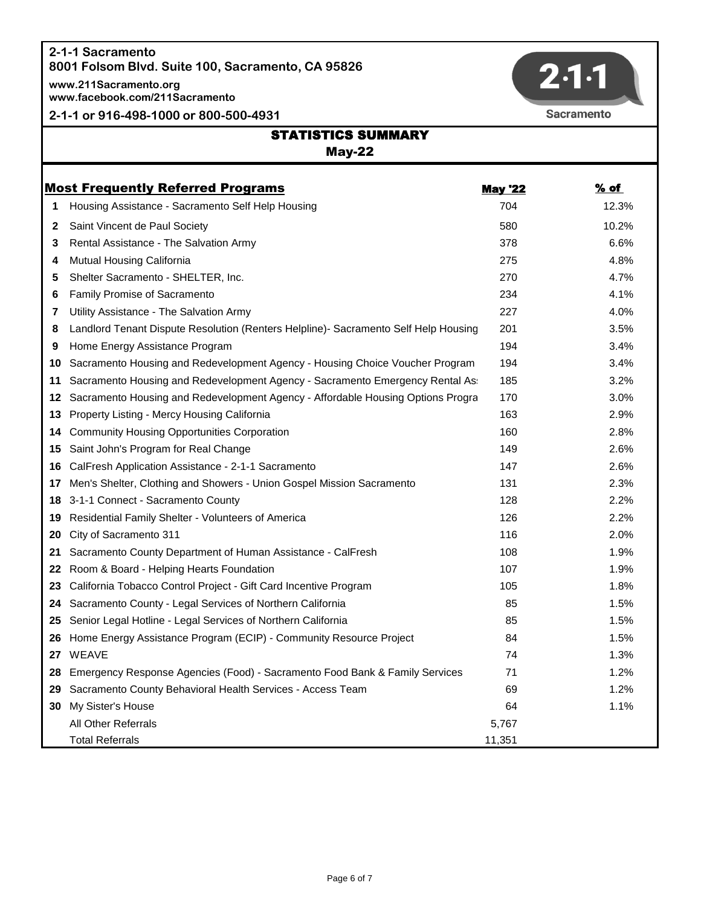**2-1-1 Sacramento**
**8001 Folsom Blvd. Suite 100, Sacramento, CA 95826**

**www.211Sacramento.org**
**www.facebook.com/211Sacramento**

**2-1-1 or 916-498-1000 or 800-500-4931**

2·1·1 Sacramento

# STATISTICS SUMMARY
## May-22

| | Most Frequently Referred Programs | May '22 | % of |
|---|---|---|---|
| 1 | Housing Assistance - Sacramento Self Help Housing | 704 | 12.3% |
| 2 | Saint Vincent de Paul Society | 580 | 10.2% |
| 3 | Rental Assistance - The Salvation Army | 378 | 6.6% |
| 4 | Mutual Housing California | 275 | 4.8% |
| 5 | Shelter Sacramento - SHELTER, Inc. | 270 | 4.7% |
| 6 | Family Promise of Sacramento | 234 | 4.1% |
| 7 | Utility Assistance - The Salvation Army | 227 | 4.0% |
| 8 | Landlord Tenant Dispute Resolution (Renters Helpline)- Sacramento Self Help Housing | 201 | 3.5% |
| 9 | Home Energy Assistance Program | 194 | 3.4% |
| 10 | Sacramento Housing and Redevelopment Agency - Housing Choice Voucher Program | 194 | 3.4% |
| 11 | Sacramento Housing and Redevelopment Agency - Sacramento Emergency Rental As | 185 | 3.2% |
| 12 | Sacramento Housing and Redevelopment Agency - Affordable Housing Options Progra | 170 | 3.0% |
| 13 | Property Listing - Mercy Housing California | 163 | 2.9% |
| 14 | Community Housing Opportunities Corporation | 160 | 2.8% |
| 15 | Saint John's Program for Real Change | 149 | 2.6% |
| 16 | CalFresh Application Assistance - 2-1-1 Sacramento | 147 | 2.6% |
| 17 | Men's Shelter, Clothing and Showers - Union Gospel Mission Sacramento | 131 | 2.3% |
| 18 | 3-1-1 Connect - Sacramento County | 128 | 2.2% |
| 19 | Residential Family Shelter - Volunteers of America | 126 | 2.2% |
| 20 | City of Sacramento 311 | 116 | 2.0% |
| 21 | Sacramento County Department of Human Assistance - CalFresh | 108 | 1.9% |
| 22 | Room & Board - Helping Hearts Foundation | 107 | 1.9% |
| 23 | California Tobacco Control Project - Gift Card Incentive Program | 105 | 1.8% |
| 24 | Sacramento County - Legal Services of Northern California | 85 | 1.5% |
| 25 | Senior Legal Hotline - Legal Services of Northern California | 85 | 1.5% |
| 26 | Home Energy Assistance Program (ECIP) - Community Resource Project | 84 | 1.5% |
| 27 | WEAVE | 74 | 1.3% |
| 28 | Emergency Response Agencies (Food) - Sacramento Food Bank & Family Services | 71 | 1.2% |
| 29 | Sacramento County Behavioral Health Services - Access Team | 69 | 1.2% |
| 30 | My Sister's House | 64 | 1.1% |
| | All Other Referrals | 5,767 | |
| | Total Referrals | 11,351 | |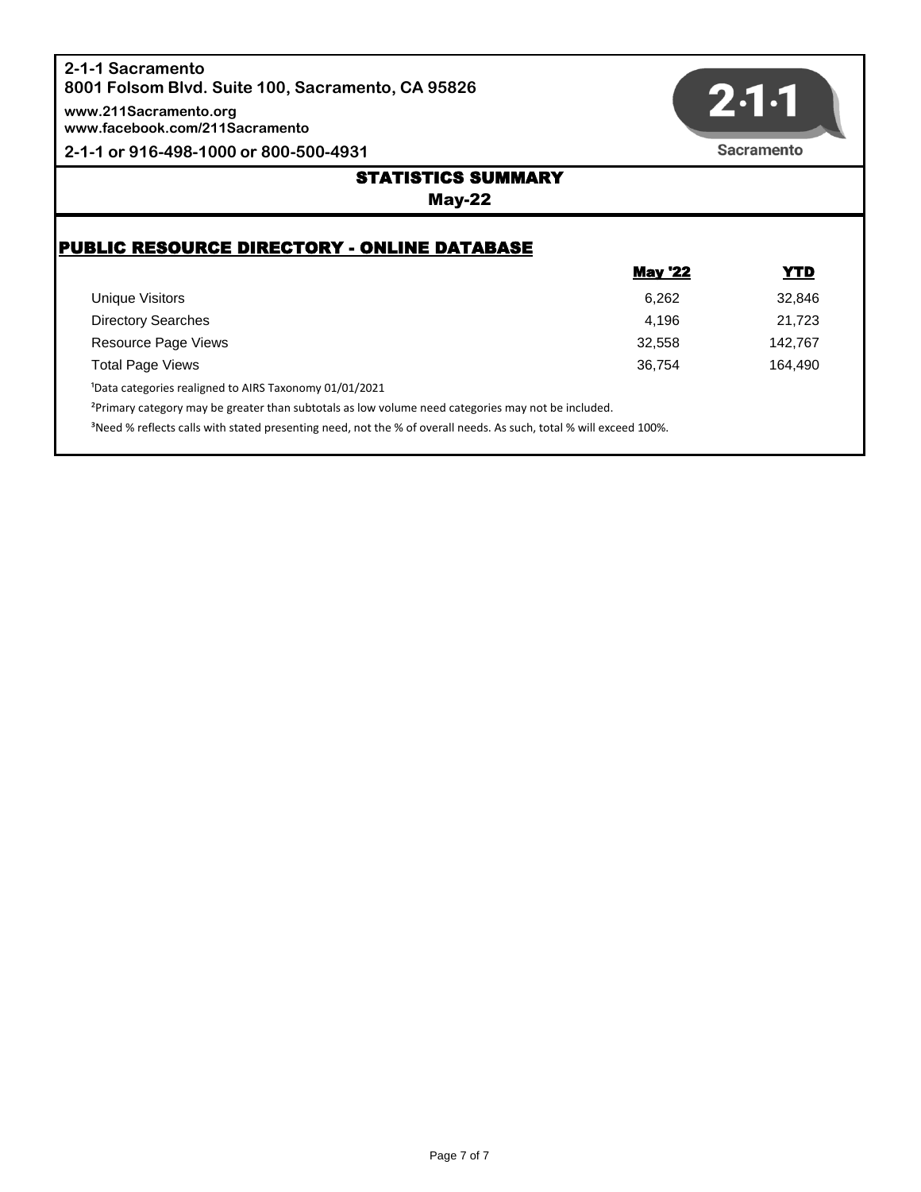**2-1-1 Sacramento**
**8001 Folsom Blvd. Suite 100, Sacramento, CA 95826**

**www.211Sacramento.org**
**www.facebook.com/211Sacramento**

**2-1-1 or 916-498-1000 or 800-500-4931**

2·1·1 Sacramento

# STATISTICS SUMMARY

## May-22

### PUBLIC RESOURCE DIRECTORY - ONLINE DATABASE

| | May '22 | YTD |
|---|---|---|
| Unique Visitors | 6,262 | 32,846 |
| Directory Searches | 4,196 | 21,723 |
| Resource Page Views | 32,558 | 142,767 |
| Total Page Views | 36,754 | 164,490 |

[1]Data categories realigned to AIRS Taxonomy 01/01/2021

[2]Primary category may be greater than subtotals as low volume need categories may not be included.

[3]Need % reflects calls with stated presenting need, not the % of overall needs. As such, total % will exceed 100%.